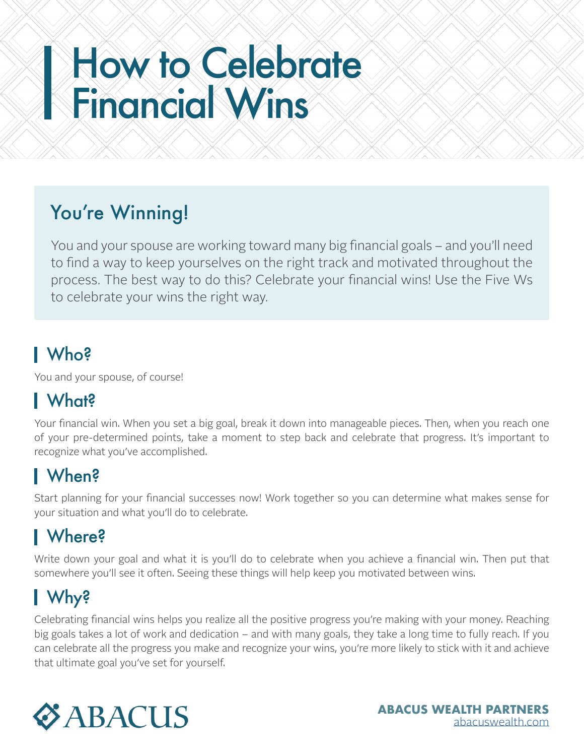# How to Celebrate Financial Wins

## You're Winning!

You and your spouse are working toward many big financial goals – and you'll need to find a way to keep yourselves on the right track and motivated throughout the process. The best way to do this? Celebrate your financial wins! Use the Five Ws to celebrate your wins the right way.

## Who?

You and your spouse, of course!

## What?

Your financial win. When you set a big goal, break it down into manageable pieces. Then, when you reach one of your pre-determined points, take a moment to step back and celebrate that progress. It's important to recognize what you've accomplished.

## When?

Start planning for your financial successes now! Work together so you can determine what makes sense for your situation and what you'll do to celebrate.

## Where?

Write down your goal and what it is you'll do to celebrate when you achieve a financial win. Then put that somewhere you'll see it often. Seeing these things will help keep you motivated between wins.

## Why?

Celebrating financial wins helps you realize all the positive progress you're making with your money. Reaching big goals takes a lot of work and dedication – and with many goals, they take a long time to fully reach. If you can celebrate all the progress you make and recognize your wins, you're more likely to stick with it and achieve that ultimate goal you've set for yourself.

ABACUS

**ABACUS WEALTH PARTNERS**
abacuswealth.com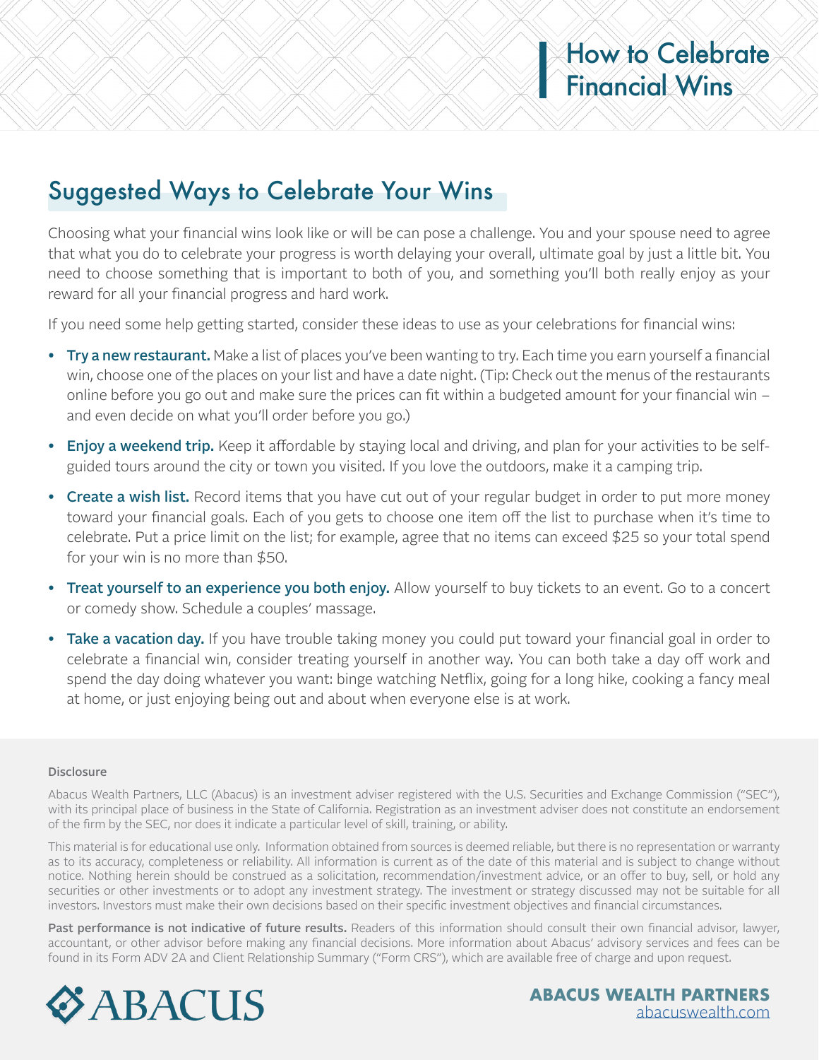# How to Celebrate Financial Wins

## Suggested Ways to Celebrate Your Wins

Choosing what your financial wins look like or will be can pose a challenge. You and your spouse need to agree that what you do to celebrate your progress is worth delaying your overall, ultimate goal by just a little bit. You need to choose something that is important to both of you, and something you'll both really enjoy as your reward for all your financial progress and hard work.

If you need some help getting started, consider these ideas to use as your celebrations for financial wins:

- **Try a new restaurant.** Make a list of places you've been wanting to try. Each time you earn yourself a financial win, choose one of the places on your list and have a date night. (Tip: Check out the menus of the restaurants online before you go out and make sure the prices can fit within a budgeted amount for your financial win – and even decide on what you'll order before you go.)
- **Enjoy a weekend trip.** Keep it affordable by staying local and driving, and plan for your activities to be self-guided tours around the city or town you visited. If you love the outdoors, make it a camping trip.
- **Create a wish list.** Record items that you have cut out of your regular budget in order to put more money toward your financial goals. Each of you gets to choose one item off the list to purchase when it's time to celebrate. Put a price limit on the list; for example, agree that no items can exceed $25 so your total spend for your win is no more than $50.
- **Treat yourself to an experience you both enjoy.** Allow yourself to buy tickets to an event. Go to a concert or comedy show. Schedule a couples' massage.
- **Take a vacation day.** If you have trouble taking money you could put toward your financial goal in order to celebrate a financial win, consider treating yourself in another way. You can both take a day off work and spend the day doing whatever you want: binge watching Netflix, going for a long hike, cooking a fancy meal at home, or just enjoying being out and about when everyone else is at work.

**Disclosure**

Abacus Wealth Partners, LLC (Abacus) is an investment adviser registered with the U.S. Securities and Exchange Commission ("SEC"), with its principal place of business in the State of California. Registration as an investment adviser does not constitute an endorsement of the firm by the SEC, nor does it indicate a particular level of skill, training, or ability.

This material is for educational use only. Information obtained from sources is deemed reliable, but there is no representation or warranty as to its accuracy, completeness or reliability. All information is current as of the date of this material and is subject to change without notice. Nothing herein should be construed as a solicitation, recommendation/investment advice, or an offer to buy, sell, or hold any securities or other investments or to adopt any investment strategy. The investment or strategy discussed may not be suitable for all investors. Investors must make their own decisions based on their specific investment objectives and financial circumstances.

**Past performance is not indicative of future results.** Readers of this information should consult their own financial advisor, lawyer, accountant, or other advisor before making any financial decisions. More information about Abacus' advisory services and fees can be found in its Form ADV 2A and Client Relationship Summary ("Form CRS"), which are available free of charge and upon request.

ABACUS

**ABACUS WEALTH PARTNERS**
abacuswealth.com